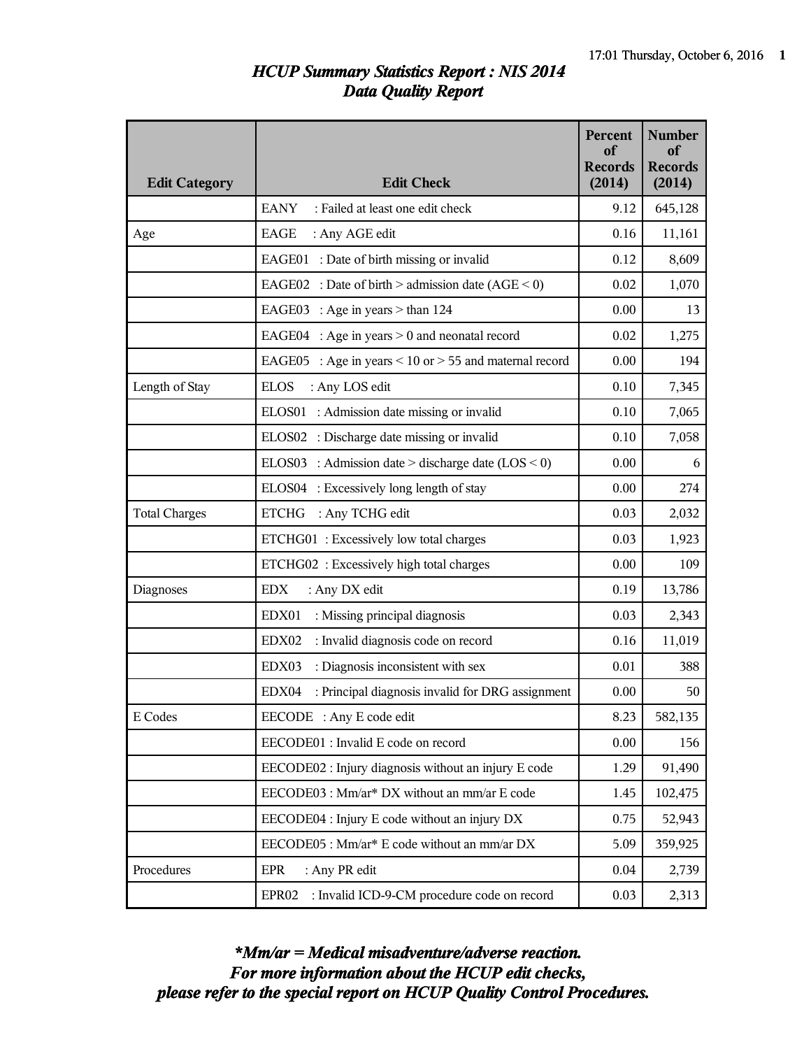# HCUP Summary Statistics Report : NIS 2014
## Data Quality Report

| Edit Category | Edit Check | Percent of Records (2014) | Number of Records (2014) |
|---|---|---|---|
| | EANY : Failed at least one edit check | 9.12 | 645,128 |
| Age | EAGE : Any AGE edit | 0.16 | 11,161 |
| | EAGE01 : Date of birth missing or invalid | 0.12 | 8,609 |
| | EAGE02 : Date of birth > admission date (AGE < 0) | 0.02 | 1,070 |
| | EAGE03 : Age in years > than 124 | 0.00 | 13 |
| | EAGE04 : Age in years > 0 and neonatal record | 0.02 | 1,275 |
| | EAGE05 : Age in years < 10 or > 55 and maternal record | 0.00 | 194 |
| Length of Stay | ELOS : Any LOS edit | 0.10 | 7,345 |
| | ELOS01 : Admission date missing or invalid | 0.10 | 7,065 |
| | ELOS02 : Discharge date missing or invalid | 0.10 | 7,058 |
| | ELOS03 : Admission date > discharge date (LOS < 0) | 0.00 | 6 |
| | ELOS04 : Excessively long length of stay | 0.00 | 274 |
| Total Charges | ETCHG : Any TCHG edit | 0.03 | 2,032 |
| | ETCHG01 : Excessively low total charges | 0.03 | 1,923 |
| | ETCHG02 : Excessively high total charges | 0.00 | 109 |
| Diagnoses | EDX : Any DX edit | 0.19 | 13,786 |
| | EDX01 : Missing principal diagnosis | 0.03 | 2,343 |
| | EDX02 : Invalid diagnosis code on record | 0.16 | 11,019 |
| | EDX03 : Diagnosis inconsistent with sex | 0.01 | 388 |
| | EDX04 : Principal diagnosis invalid for DRG assignment | 0.00 | 50 |
| E Codes | EECODE : Any E code edit | 8.23 | 582,135 |
| | EECODE01 : Invalid E code on record | 0.00 | 156 |
| | EECODE02 : Injury diagnosis without an injury E code | 1.29 | 91,490 |
| | EECODE03 : Mm/ar* DX without an mm/ar E code | 1.45 | 102,475 |
| | EECODE04 : Injury E code without an injury DX | 0.75 | 52,943 |
| | EECODE05 : Mm/ar* E code without an mm/ar DX | 5.09 | 359,925 |
| Procedures | EPR : Any PR edit | 0.04 | 2,739 |
| | EPR02 : Invalid ICD-9-CM procedure code on record | 0.03 | 2,313 |

***Mm/ar = Medical misadventure/adverse reaction.**
***For more information about the HCUP edit checks,***
***please refer to the special report on HCUP Quality Control Procedures.***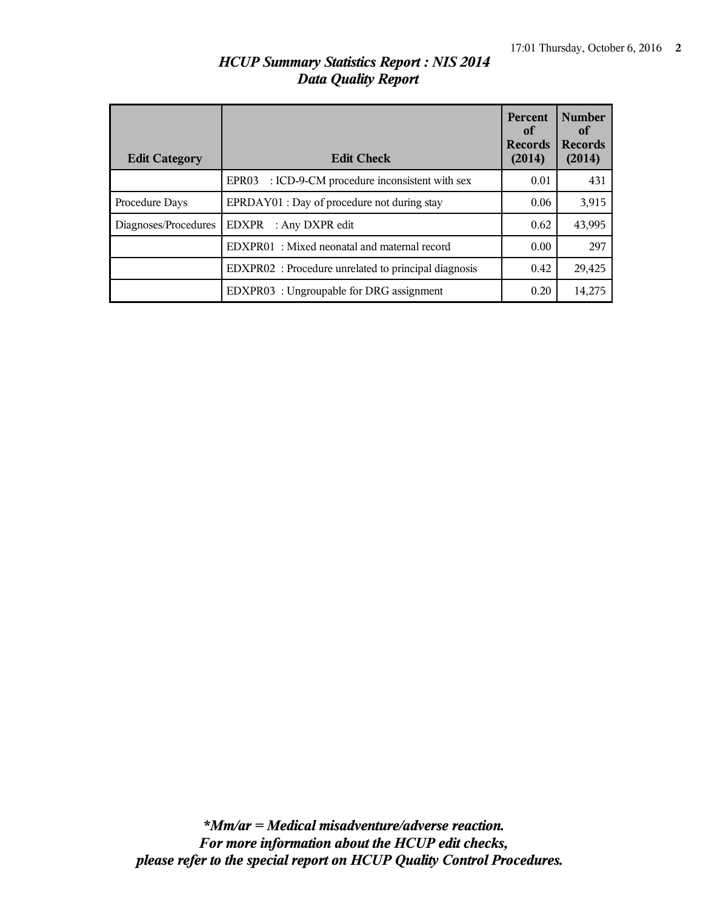# *HCUP Summary Statistics Report : NIS 2014*
## *Data Quality Report*

| Edit Category | Edit Check | Percent of Records (2014) | Number of Records (2014) |
|---|---|---|---|
| | EPR03 : ICD-9-CM procedure inconsistent with sex | 0.01 | 431 |
| Procedure Days | EPRDAY01 : Day of procedure not during stay | 0.06 | 3,915 |
| Diagnoses/Procedures | EDXPR : Any DXPR edit | 0.62 | 43,995 |
| | EDXPR01 : Mixed neonatal and maternal record | 0.00 | 297 |
| | EDXPR02 : Procedure unrelated to principal diagnosis | 0.42 | 29,425 |
| | EDXPR03 : Ungroupable for DRG assignment | 0.20 | 14,275 |

***Mm/ar = Medical misadventure/adverse reaction.***
***For more information about the HCUP edit checks,***
***please refer to the special report on HCUP Quality Control Procedures.***